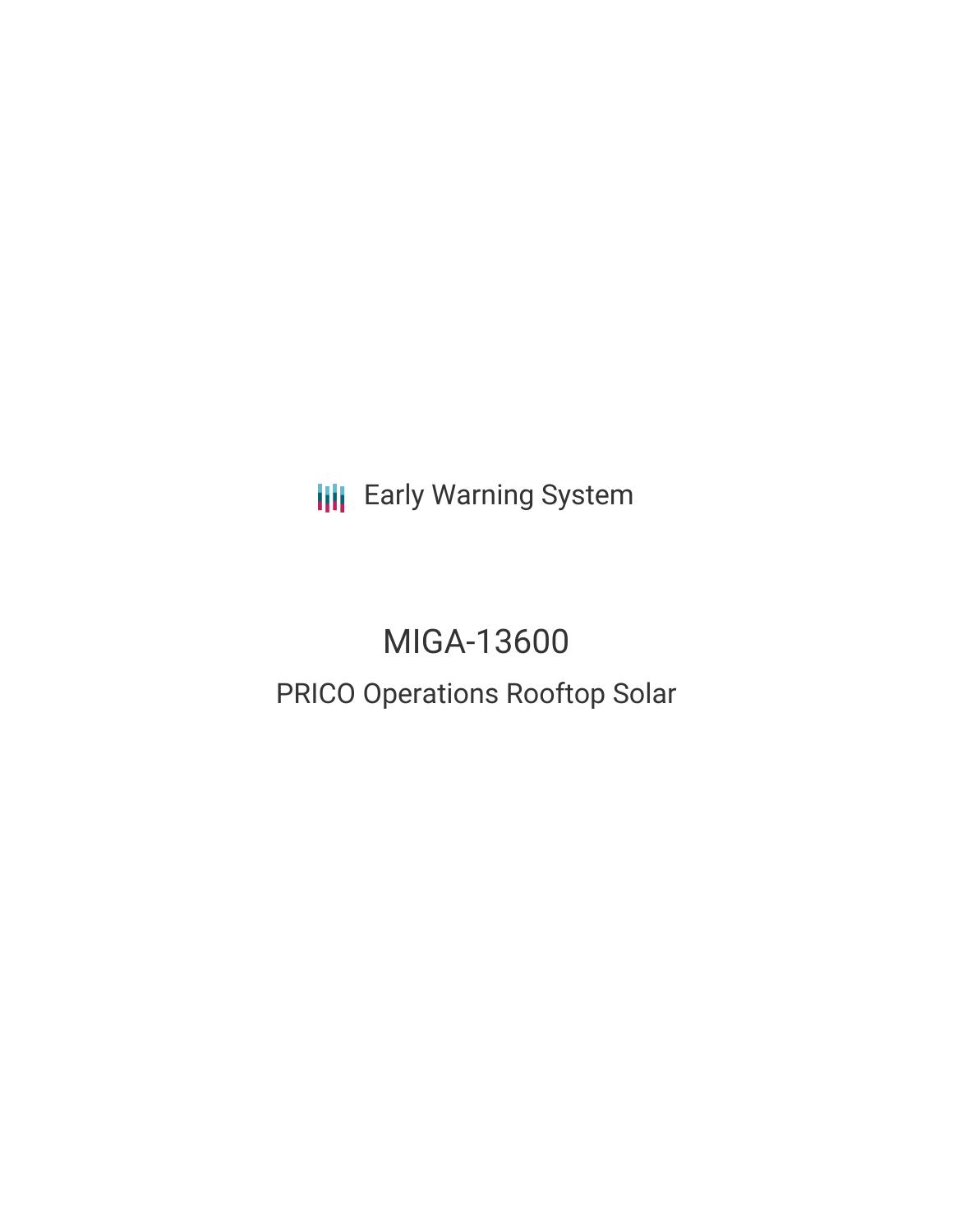Early Warning System

# MIGA-13600

## PRICO Operations Rooftop Solar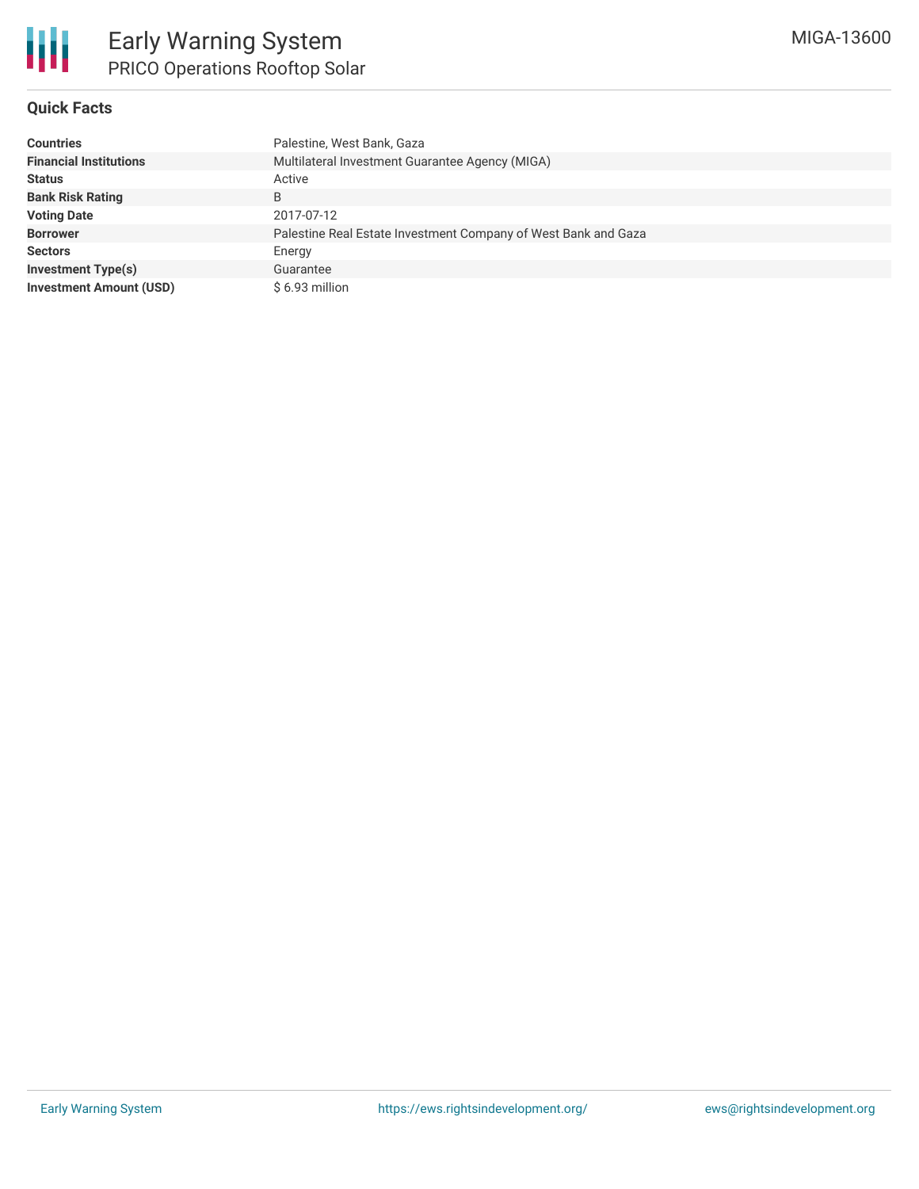# Early Warning System

## PRICO Operations Rooftop Solar

MIGA-13600

### Quick Facts

| | |
|---|---|
| **Countries** | Palestine, West Bank, Gaza |
| **Financial Institutions** | Multilateral Investment Guarantee Agency (MIGA) |
| **Status** | Active |
| **Bank Risk Rating** | B |
| **Voting Date** | 2017-07-12 |
| **Borrower** | Palestine Real Estate Investment Company of West Bank and Gaza |
| **Sectors** | Energy |
| **Investment Type(s)** | Guarantee |
| **Investment Amount (USD)** | $ 6.93 million |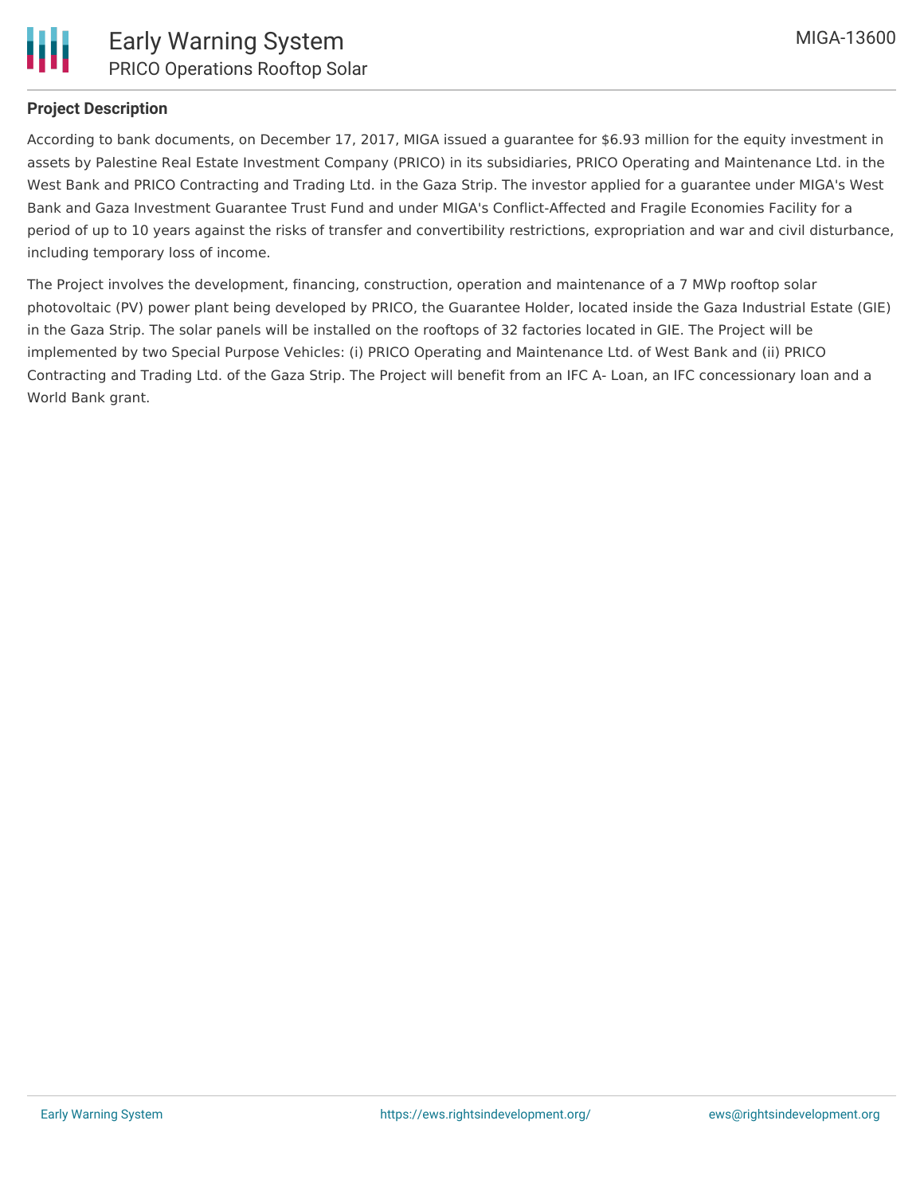### Project Description

According to bank documents, on December 17, 2017, MIGA issued a guarantee for $6.93 million for the equity investment in assets by Palestine Real Estate Investment Company (PRICO) in its subsidiaries, PRICO Operating and Maintenance Ltd. in the West Bank and PRICO Contracting and Trading Ltd. in the Gaza Strip. The investor applied for a guarantee under MIGA's West Bank and Gaza Investment Guarantee Trust Fund and under MIGA's Conflict-Affected and Fragile Economies Facility for a period of up to 10 years against the risks of transfer and convertibility restrictions, expropriation and war and civil disturbance, including temporary loss of income.

The Project involves the development, financing, construction, operation and maintenance of a 7 MWp rooftop solar photovoltaic (PV) power plant being developed by PRICO, the Guarantee Holder, located inside the Gaza Industrial Estate (GIE) in the Gaza Strip. The solar panels will be installed on the rooftops of 32 factories located in GIE. The Project will be implemented by two Special Purpose Vehicles: (i) PRICO Operating and Maintenance Ltd. of West Bank and (ii) PRICO Contracting and Trading Ltd. of the Gaza Strip. The Project will benefit from an IFC A- Loan, an IFC concessionary loan and a World Bank grant.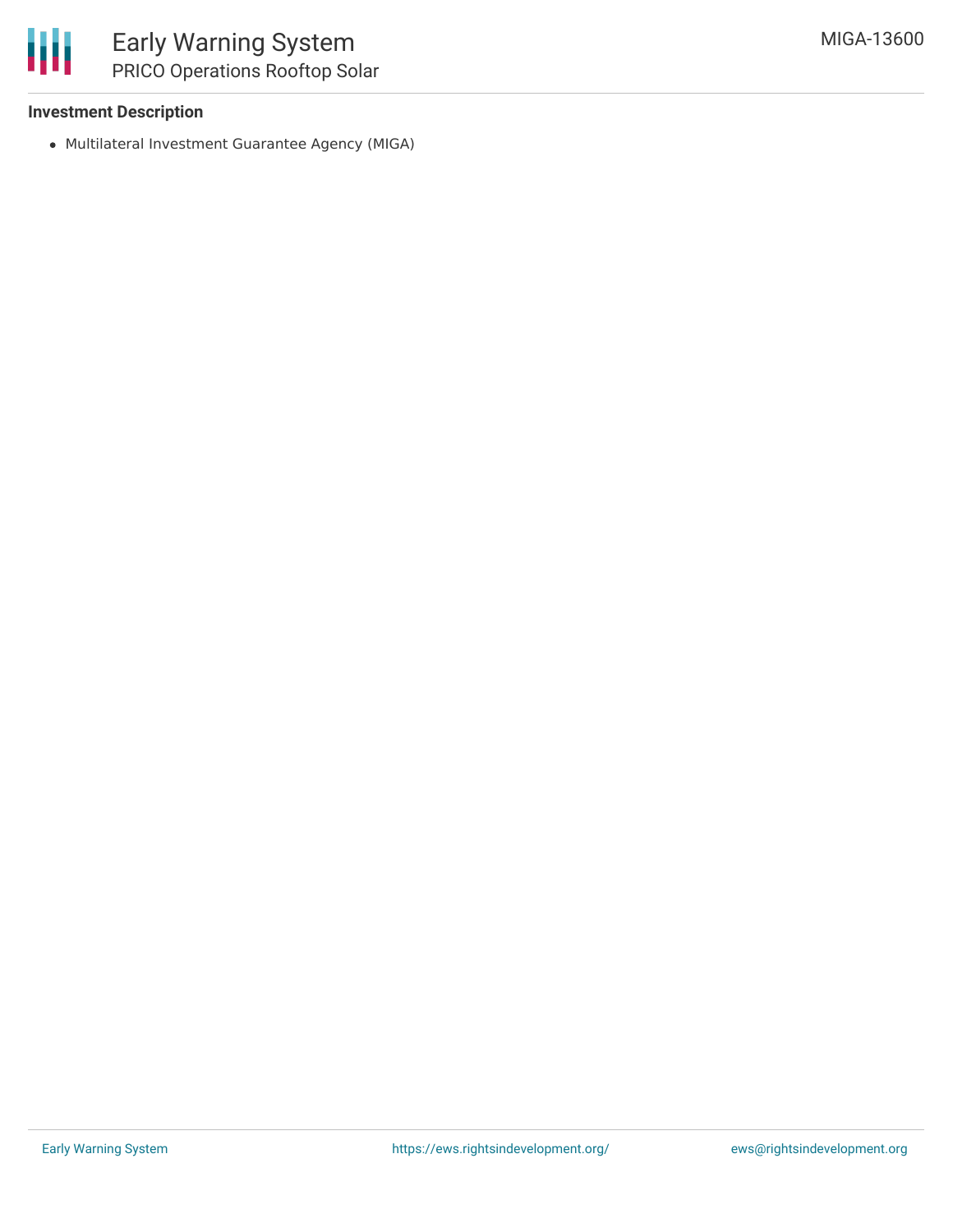**Investment Description**

- Multilateral Investment Guarantee Agency (MIGA)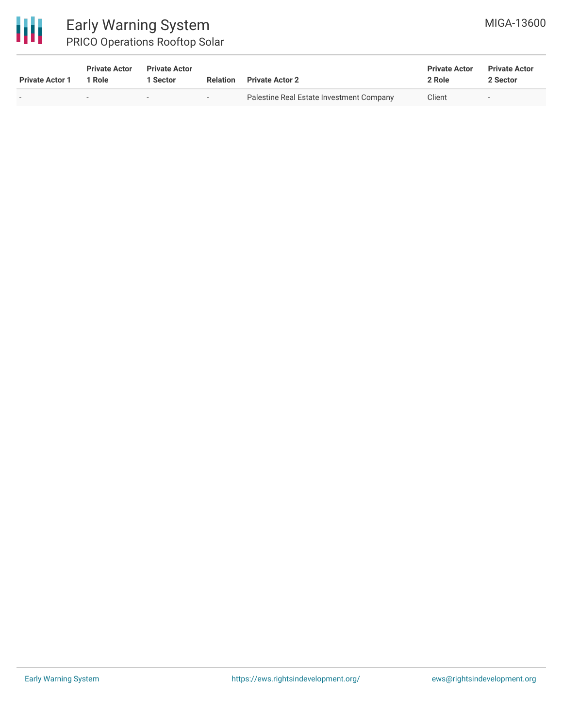| Private Actor 1 | Private Actor 1 Role | Private Actor 1 Sector | Relation | Private Actor 2 | Private Actor 2 Role | Private Actor 2 Sector |
| --- | --- | --- | --- | --- | --- | --- |
| - | - | - | - | Palestine Real Estate Investment Company | Client | - |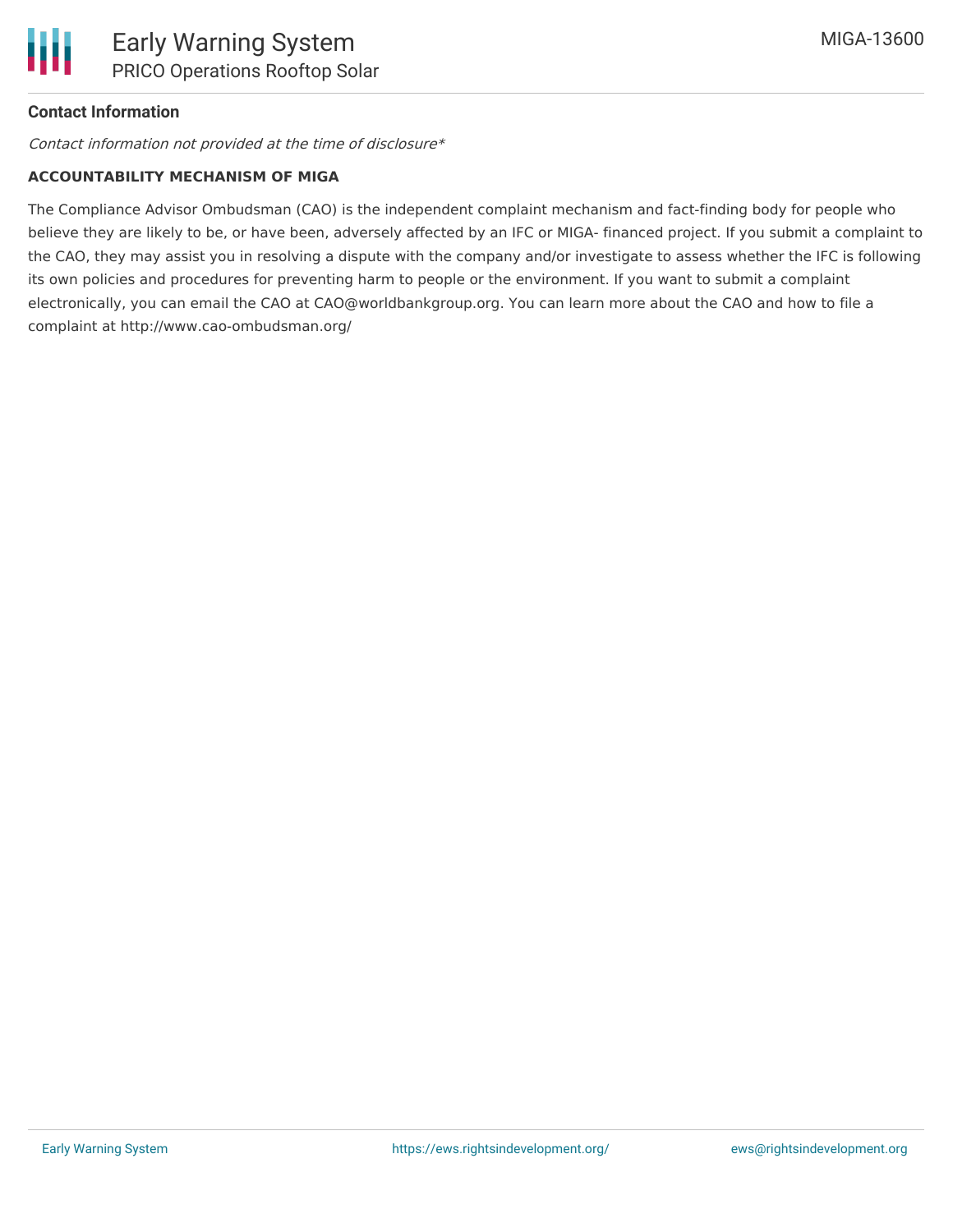**Contact Information**

*Contact information not provided at the time of disclosure**

**ACCOUNTABILITY MECHANISM OF MIGA**

The Compliance Advisor Ombudsman (CAO) is the independent complaint mechanism and fact-finding body for people who believe they are likely to be, or have been, adversely affected by an IFC or MIGA- financed project. If you submit a complaint to the CAO, they may assist you in resolving a dispute with the company and/or investigate to assess whether the IFC is following its own policies and procedures for preventing harm to people or the environment. If you want to submit a complaint electronically, you can email the CAO at CAO@worldbankgroup.org. You can learn more about the CAO and how to file a complaint at http://www.cao-ombudsman.org/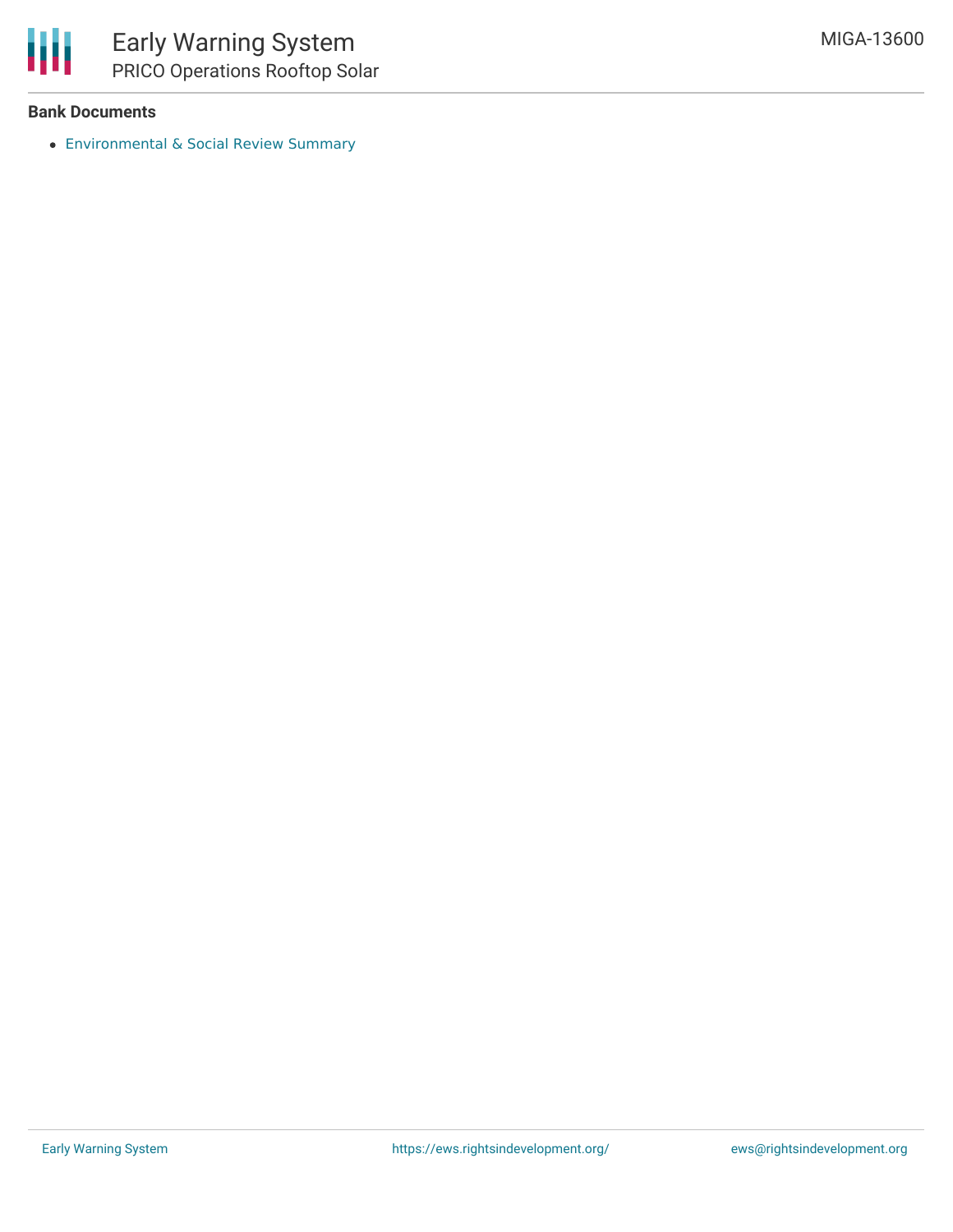**Bank Documents**

- Environmental & Social Review Summary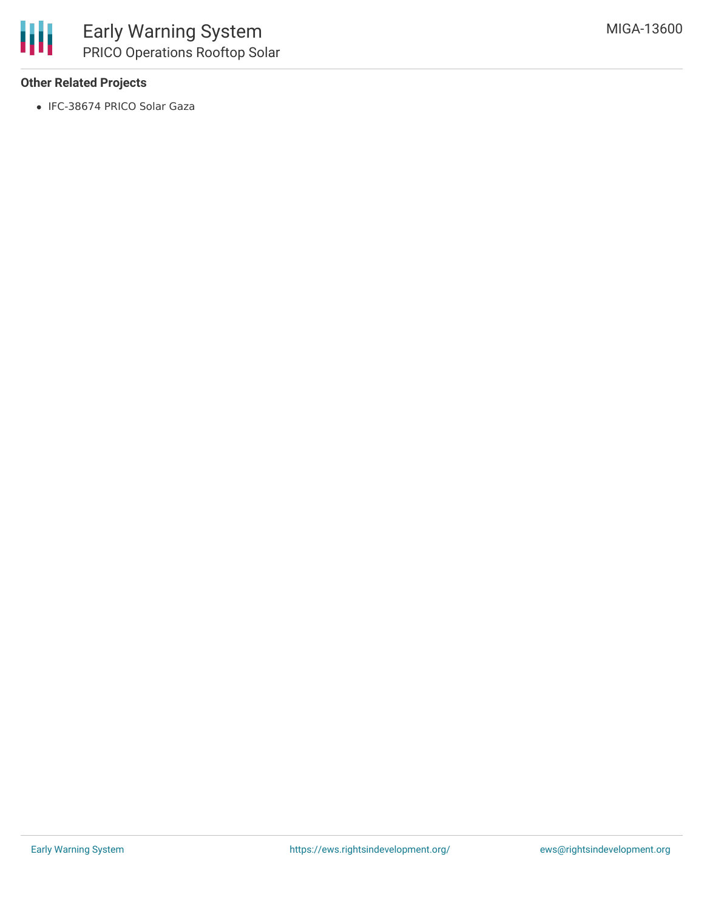**Other Related Projects**

- IFC-38674 PRICO Solar Gaza